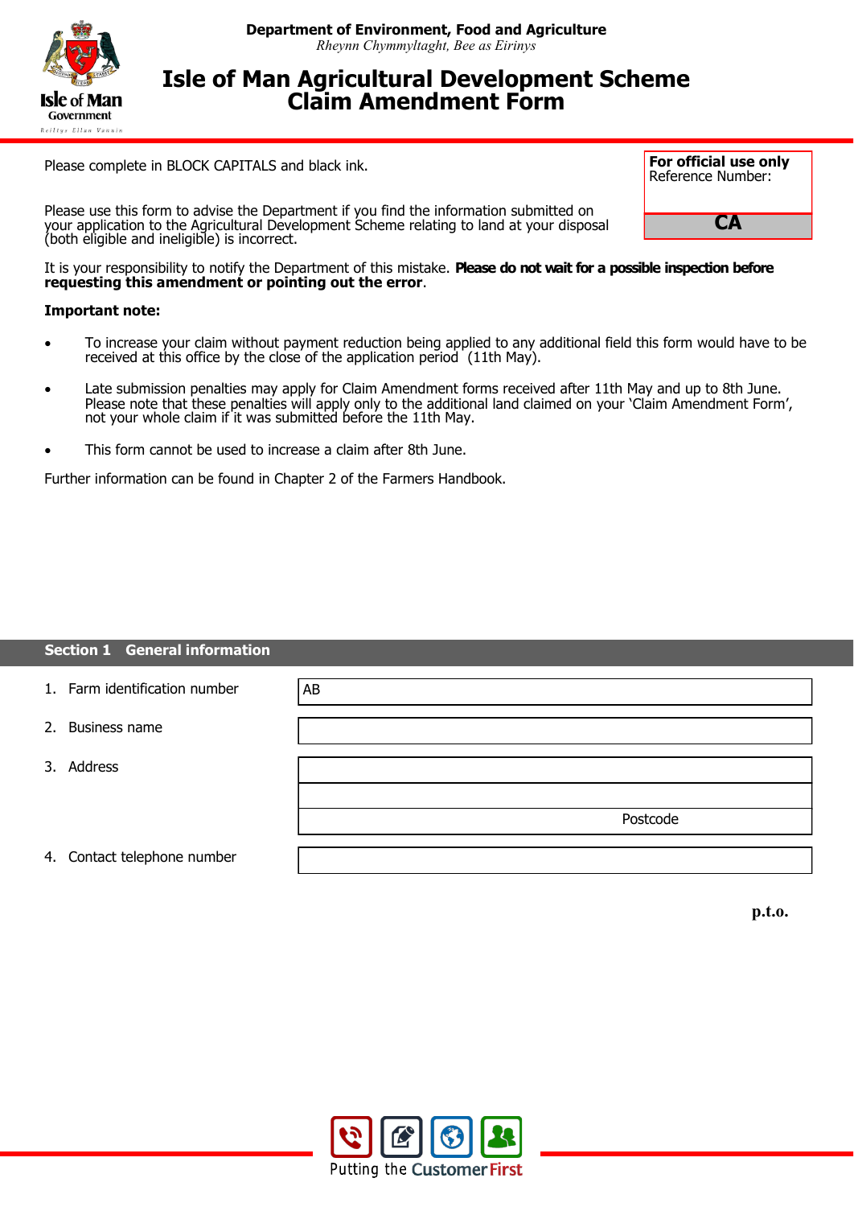**Department of Environment, Food and Agriculture**
*Rheynn Chymmyltaght, Bee as Eirinys*

# Isle of Man Agricultural Development Scheme Claim Amendment Form

| **For official use only** Reference Number: |
|---|
| **CA** |

Please complete in BLOCK CAPITALS and black ink.

Please use this form to advise the Department if you find the information submitted on your application to the Agricultural Development Scheme relating to land at your disposal (both eligible and ineligible) is incorrect.

It is your responsibility to notify the Department of this mistake. **Please do not wait for a possible inspection before requesting this amendment or pointing out the error**.

**Important note:**

- To increase your claim without payment reduction being applied to any additional field this form would have to be received at this office by the close of the application period (11th May).
- Late submission penalties may apply for Claim Amendment forms received after 11th May and up to 8th June. Please note that these penalties will apply only to the additional land claimed on your 'Claim Amendment Form', not your whole claim if it was submitted before the 11th May.
- This form cannot be used to increase a claim after 8th June.

Further information can be found in Chapter 2 of the Farmers Handbook.

## Section 1 General information

| | |
|---|---|
| 1. Farm identification number | AB |
| 2. Business name | |
| 3. Address | |
| | |
| | Postcode |
| 4. Contact telephone number | |

**p.t.o.**

Putting the Customer First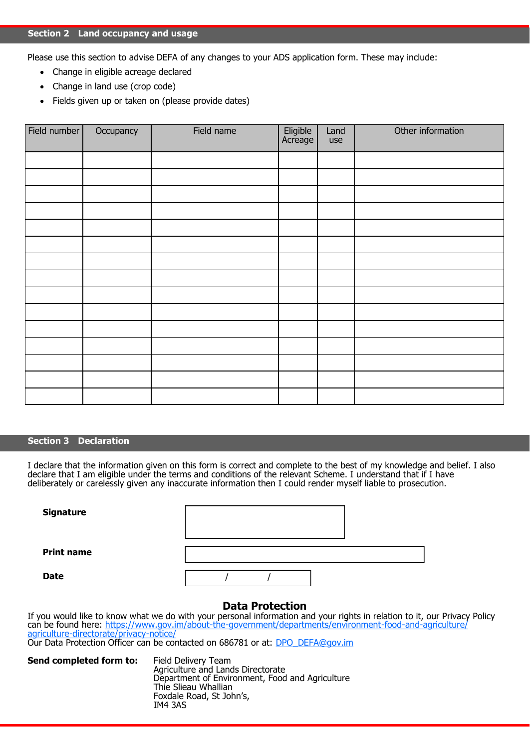## Section 2 Land occupancy and usage

Please use this section to advise DEFA of any changes to your ADS application form. These may include:

- Change in eligible acreage declared
- Change in land use (crop code)
- Fields given up or taken on (please provide dates)

| Field number | Occupancy | Field name | Eligible Acreage | Land use | Other information |
|---|---|---|---|---|---|
| | | | | | |
| | | | | | |
| | | | | | |
| | | | | | |
| | | | | | |
| | | | | | |
| | | | | | |
| | | | | | |
| | | | | | |
| | | | | | |
| | | | | | |
| | | | | | |
| | | | | | |
| | | | | | |
| | | | | | |

## Section 3 Declaration

I declare that the information given on this form is correct and complete to the best of my knowledge and belief. I also declare that I am eligible under the terms and conditions of the relevant Scheme. I understand that if I have deliberately or carelessly given any inaccurate information then I could render myself liable to prosecution.

**Signature**

**Print name**

**Date** / /

### Data Protection

If you would like to know what we do with your personal information and your rights in relation to it, our Privacy Policy can be found here: https://www.gov.im/about-the-government/departments/environment-food-and-agriculture/agriculture-directorate/privacy-notice/
Our Data Protection Officer can be contacted on 686781 or at: DPO_DEFA@gov.im

**Send completed form to:** Field Delivery Team
Agriculture and Lands Directorate
Department of Environment, Food and Agriculture
Thie Slieau Whallian
Foxdale Road, St John's,
IM4 3AS